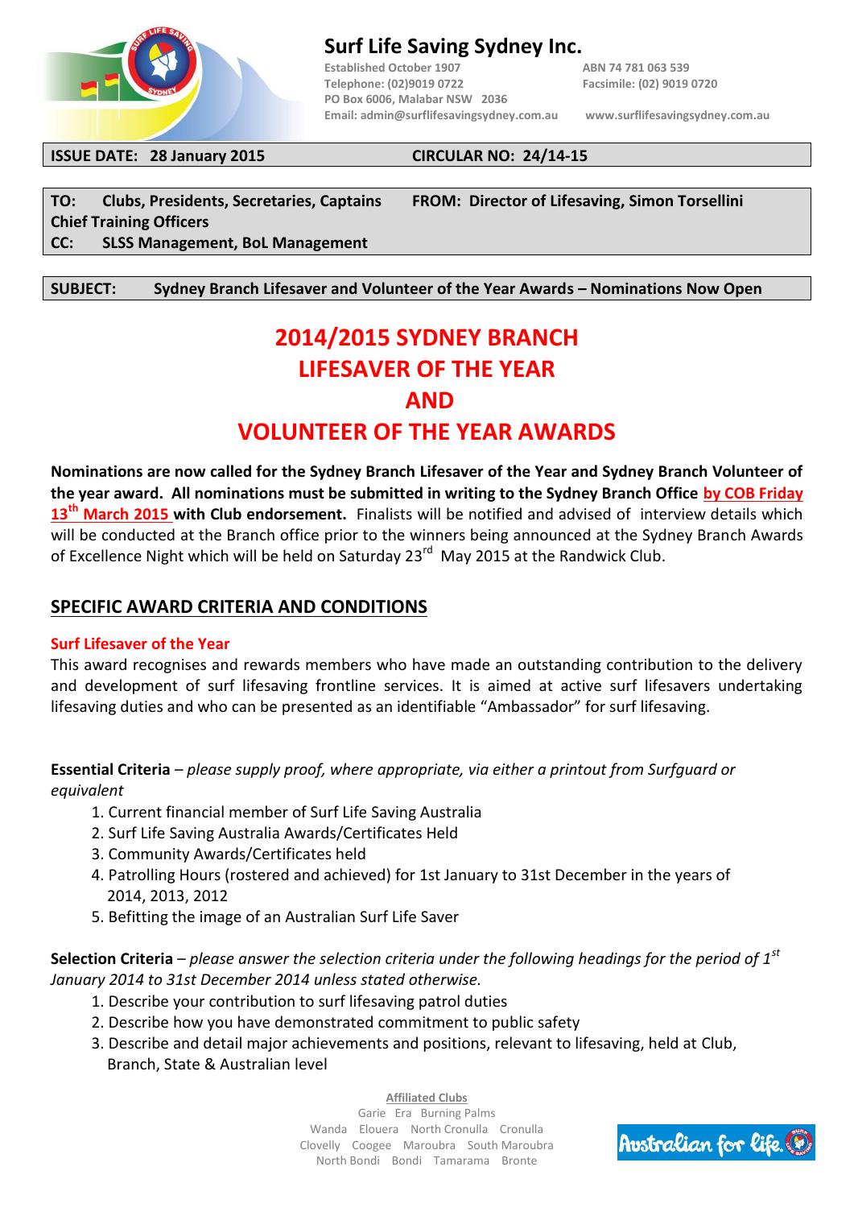# Surf Life Saving Sydney Inc.

Established October 1907
ABN 74 781 063 539
Telephone: (02)9019 0722
Facsimile: (02) 9019 0720
PO Box 6006, Malabar NSW 2036
Email: admin@surflifesavingsydney.com.au
www.surflifesavingsydney.com.au

**ISSUE DATE: 28 January 2015** **CIRCULAR NO: 24/14-15**

**TO: Clubs, Presidents, Secretaries, Captains Chief Training Officers**
**FROM: Director of Lifesaving, Simon Torsellini**
**CC: SLSS Management, BoL Management**

**SUBJECT: Sydney Branch Lifesaver and Volunteer of the Year Awards – Nominations Now Open**

# 2014/2015 SYDNEY BRANCH LIFESAVER OF THE YEAR AND VOLUNTEER OF THE YEAR AWARDS

**Nominations are now called for the Sydney Branch Lifesaver of the Year and Sydney Branch Volunteer of the year award. All nominations must be submitted in writing to the Sydney Branch Office by COB Friday 13th March 2015 with Club endorsement.** Finalists will be notified and advised of interview details which will be conducted at the Branch office prior to the winners being announced at the Sydney Branch Awards of Excellence Night which will be held on Saturday 23rd May 2015 at the Randwick Club.

## SPECIFIC AWARD CRITERIA AND CONDITIONS

### Surf Lifesaver of the Year

This award recognises and rewards members who have made an outstanding contribution to the delivery and development of surf lifesaving frontline services. It is aimed at active surf lifesavers undertaking lifesaving duties and who can be presented as an identifiable "Ambassador" for surf lifesaving.

**Essential Criteria** – *please supply proof, where appropriate, via either a printout from Surfguard or equivalent*

1. Current financial member of Surf Life Saving Australia
2. Surf Life Saving Australia Awards/Certificates Held
3. Community Awards/Certificates held
4. Patrolling Hours (rostered and achieved) for 1st January to 31st December in the years of 2014, 2013, 2012
5. Befitting the image of an Australian Surf Life Saver

**Selection Criteria** – *please answer the selection criteria under the following headings for the period of 1st January 2014 to 31st December 2014 unless stated otherwise.*

1. Describe your contribution to surf lifesaving patrol duties
2. Describe how you have demonstrated commitment to public safety
3. Describe and detail major achievements and positions, relevant to lifesaving, held at Club, Branch, State & Australian level

Affiliated Clubs
Garie Era Burning Palms
Wanda Elouera North Cronulla Cronulla
Clovelly Coogee Maroubra South Maroubra
North Bondi Bondi Tamarama Bronte

Australian for life.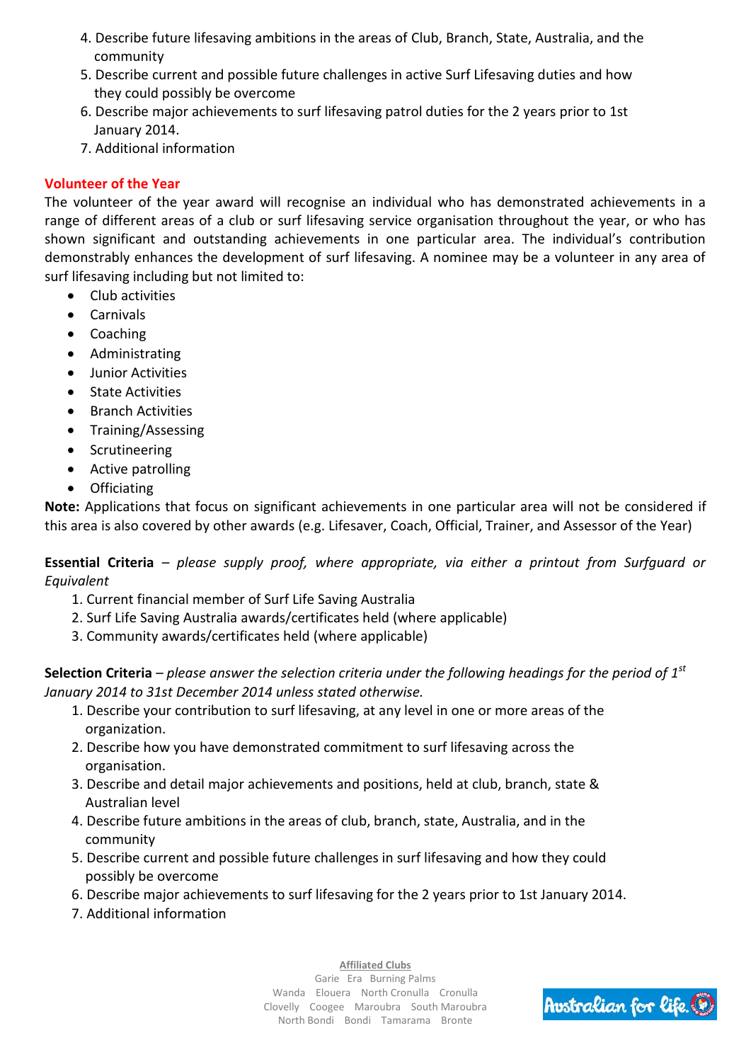4. Describe future lifesaving ambitions in the areas of Club, Branch, State, Australia, and the community
5. Describe current and possible future challenges in active Surf Lifesaving duties and how they could possibly be overcome
6. Describe major achievements to surf lifesaving patrol duties for the 2 years prior to 1st January 2014.
7. Additional information

## Volunteer of the Year

The volunteer of the year award will recognise an individual who has demonstrated achievements in a range of different areas of a club or surf lifesaving service organisation throughout the year, or who has shown significant and outstanding achievements in one particular area. The individual's contribution demonstrably enhances the development of surf lifesaving. A nominee may be a volunteer in any area of surf lifesaving including but not limited to:

- Club activities
- Carnivals
- Coaching
- Administrating
- Junior Activities
- State Activities
- Branch Activities
- Training/Assessing
- Scrutineering
- Active patrolling
- Officiating

**Note:** Applications that focus on significant achievements in one particular area will not be considered if this area is also covered by other awards (e.g. Lifesaver, Coach, Official, Trainer, and Assessor of the Year)

**Essential Criteria** – *please supply proof, where appropriate, via either a printout from Surfguard or Equivalent*

1. Current financial member of Surf Life Saving Australia
2. Surf Life Saving Australia awards/certificates held (where applicable)
3. Community awards/certificates held (where applicable)

**Selection Criteria** – *please answer the selection criteria under the following headings for the period of 1st January 2014 to 31st December 2014 unless stated otherwise.*

1. Describe your contribution to surf lifesaving, at any level in one or more areas of the organization.
2. Describe how you have demonstrated commitment to surf lifesaving across the organisation.
3. Describe and detail major achievements and positions, held at club, branch, state & Australian level
4. Describe future ambitions in the areas of club, branch, state, Australia, and in the community
5. Describe current and possible future challenges in surf lifesaving and how they could possibly be overcome
6. Describe major achievements to surf lifesaving for the 2 years prior to 1st January 2014.
7. Additional information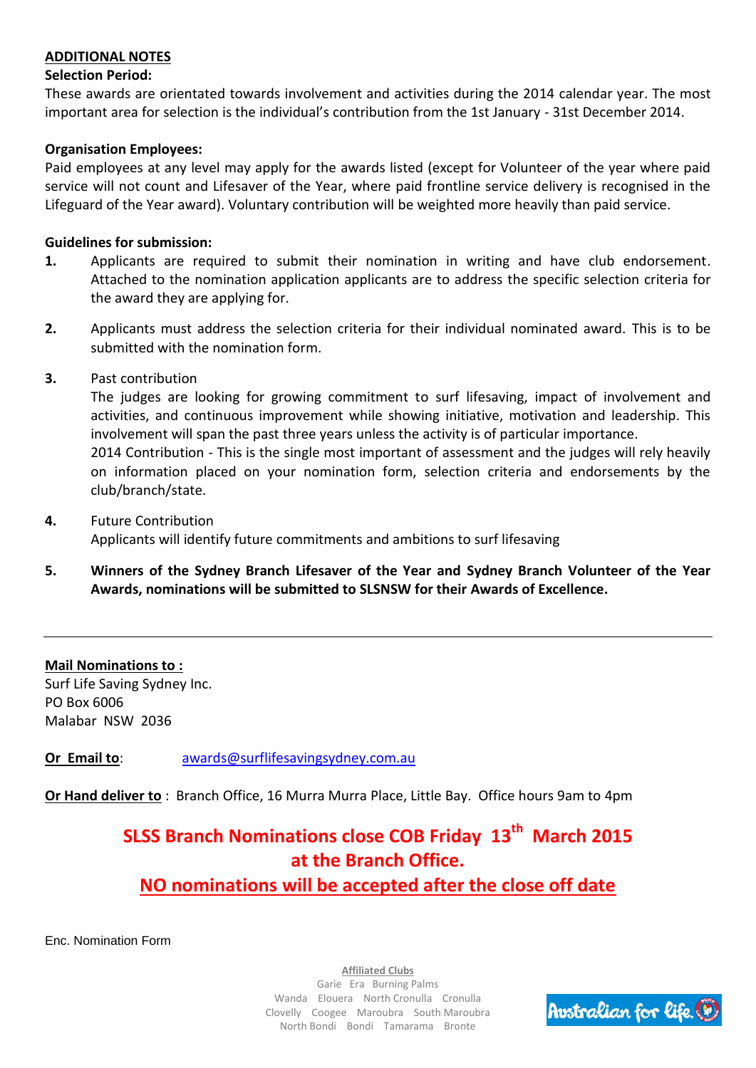**ADDITIONAL NOTES**

**Selection Period:**

These awards are orientated towards involvement and activities during the 2014 calendar year. The most important area for selection is the individual's contribution from the 1st January - 31st December 2014.

**Organisation Employees:**

Paid employees at any level may apply for the awards listed (except for Volunteer of the year where paid service will not count and Lifesaver of the Year, where paid frontline service delivery is recognised in the Lifeguard of the Year award). Voluntary contribution will be weighted more heavily than paid service.

**Guidelines for submission:**

1. Applicants are required to submit their nomination in writing and have club endorsement. Attached to the nomination application applicants are to address the specific selection criteria for the award they are applying for.

2. Applicants must address the selection criteria for their individual nominated award. This is to be submitted with the nomination form.

3. Past contribution
   The judges are looking for growing commitment to surf lifesaving, impact of involvement and activities, and continuous improvement while showing initiative, motivation and leadership. This involvement will span the past three years unless the activity is of particular importance.
   2014 Contribution - This is the single most important of assessment and the judges will rely heavily on information placed on your nomination form, selection criteria and endorsements by the club/branch/state.

4. Future Contribution
   Applicants will identify future commitments and ambitions to surf lifesaving

5. **Winners of the Sydney Branch Lifesaver of the Year and Sydney Branch Volunteer of the Year Awards, nominations will be submitted to SLSNSW for their Awards of Excellence.**

---

**Mail Nominations to :**

Surf Life Saving Sydney Inc.
PO Box 6006
Malabar NSW 2036

**Or Email to**: awards@surflifesavingsydney.com.au

**Or Hand deliver to** : Branch Office, 16 Murra Murra Place, Little Bay. Office hours 9am to 4pm

**SLSS Branch Nominations close COB Friday 13th March 2015 at the Branch Office.**

**NO nominations will be accepted after the close off date**

Enc. Nomination Form

**Affiliated Clubs**
Garie Era Burning Palms
Wanda Elouera North Cronulla Cronulla
Clovelly Coogee Maroubra South Maroubra
North Bondi Bondi Tamarama Bronte

Australian for life.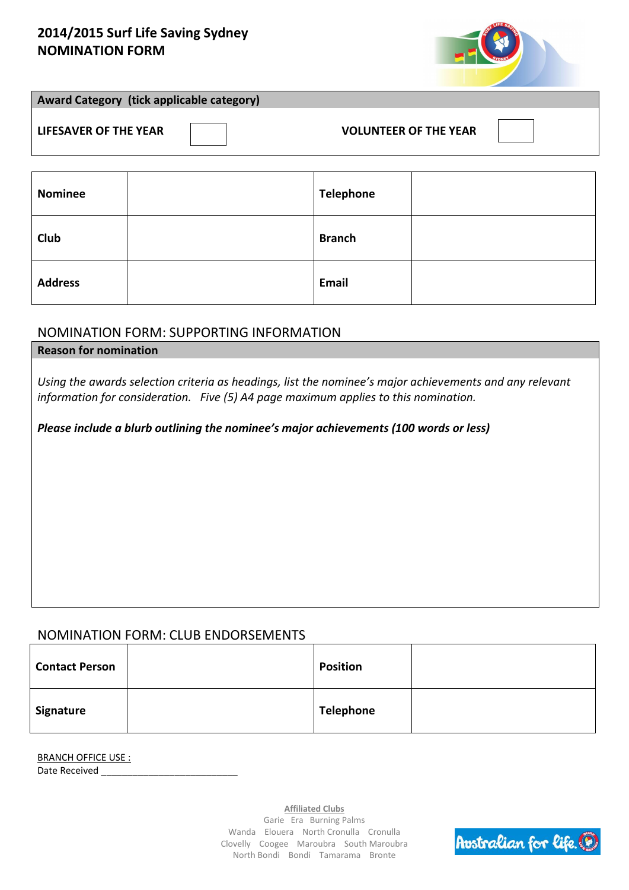# 2014/2015 Surf Life Saving Sydney NOMINATION FORM

| Award Category (tick applicable category) | | | |
|---|---|---|---|
| **LIFESAVER OF THE YEAR** | ☐ | **VOLUNTEER OF THE YEAR** | ☐ |

| | | | |
|---|---|---|---|
| **Nominee** | | **Telephone** | |
| **Club** | | **Branch** | |
| **Address** | | **Email** | |

## NOMINATION FORM: SUPPORTING INFORMATION

**Reason for nomination**

*Using the awards selection criteria as headings, list the nominee's major achievements and any relevant information for consideration. Five (5) A4 page maximum applies to this nomination.*

***Please include a blurb outlining the nominee's major achievements (100 words or less)***

## NOMINATION FORM: CLUB ENDORSEMENTS

| | | | |
|---|---|---|---|
| **Contact Person** | | **Position** | |
| **Signature** | | **Telephone** | |

BRANCH OFFICE USE :
Date Received ___________________________

**Affiliated Clubs**
Garie Era Burning Palms
Wanda Elouera North Cronulla Cronulla
Clovelly Coogee Maroubra South Maroubra
North Bondi Bondi Tamarama Bronte

Australian for life.